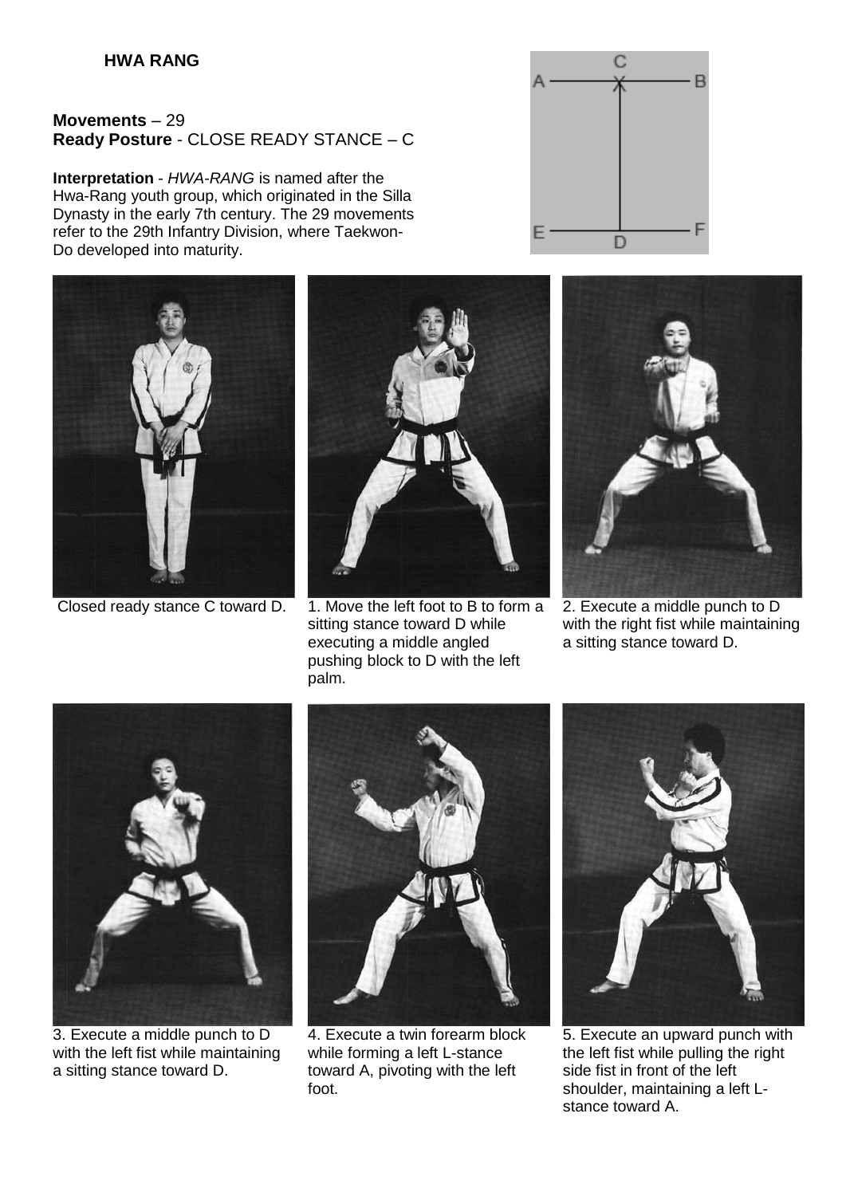**HWA RANG**

**Movements** – 29
**Ready Posture** - CLOSE READY STANCE – C

**Interpretation** - *HWA-RANG* is named after the Hwa-Rang youth group, which originated in the Silla Dynasty in the early 7th century. The 29 movements refer to the 29th Infantry Division, where Taekwon-Do developed into maturity.

Closed ready stance C toward D.

1. Move the left foot to B to form a sitting stance toward D while executing a middle angled pushing block to D with the left palm.

2. Execute a middle punch to D with the right fist while maintaining a sitting stance toward D.

3. Execute a middle punch to D with the left fist while maintaining a sitting stance toward D.

4. Execute a twin forearm block while forming a left L-stance toward A, pivoting with the left foot.

5. Execute an upward punch with the left fist while pulling the right side fist in front of the left shoulder, maintaining a left L-stance toward A.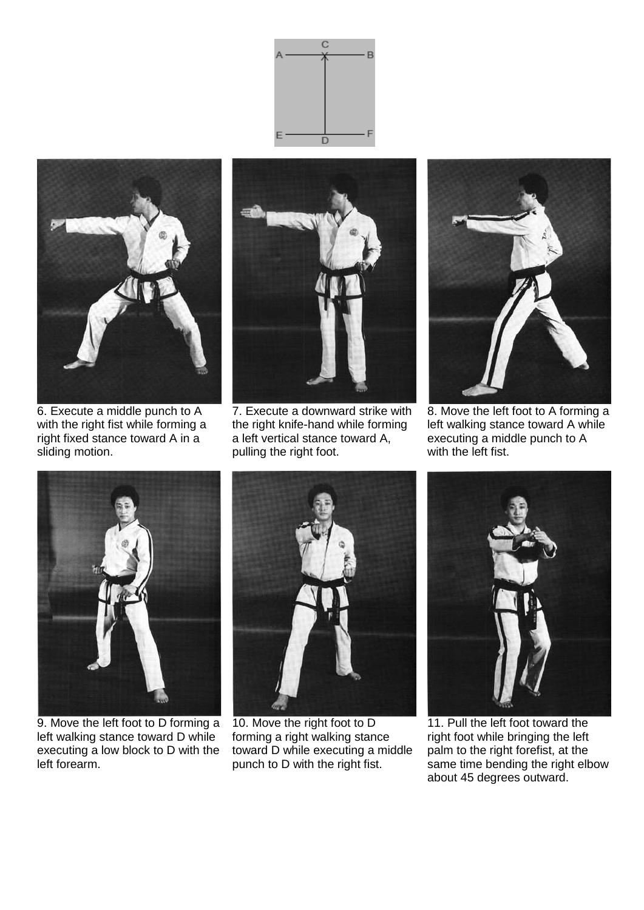6. Execute a middle punch to A with the right fist while forming a right fixed stance toward A in a sliding motion.

7. Execute a downward strike with the right knife-hand while forming a left vertical stance toward A, pulling the right foot.

8. Move the left foot to A forming a left walking stance toward A while executing a middle punch to A with the left fist.

9. Move the left foot to D forming a left walking stance toward D while executing a low block to D with the left forearm.

10. Move the right foot to D forming a right walking stance toward D while executing a middle punch to D with the right fist.

11. Pull the left foot toward the right foot while bringing the left palm to the right forefist, at the same time bending the right elbow about 45 degrees outward.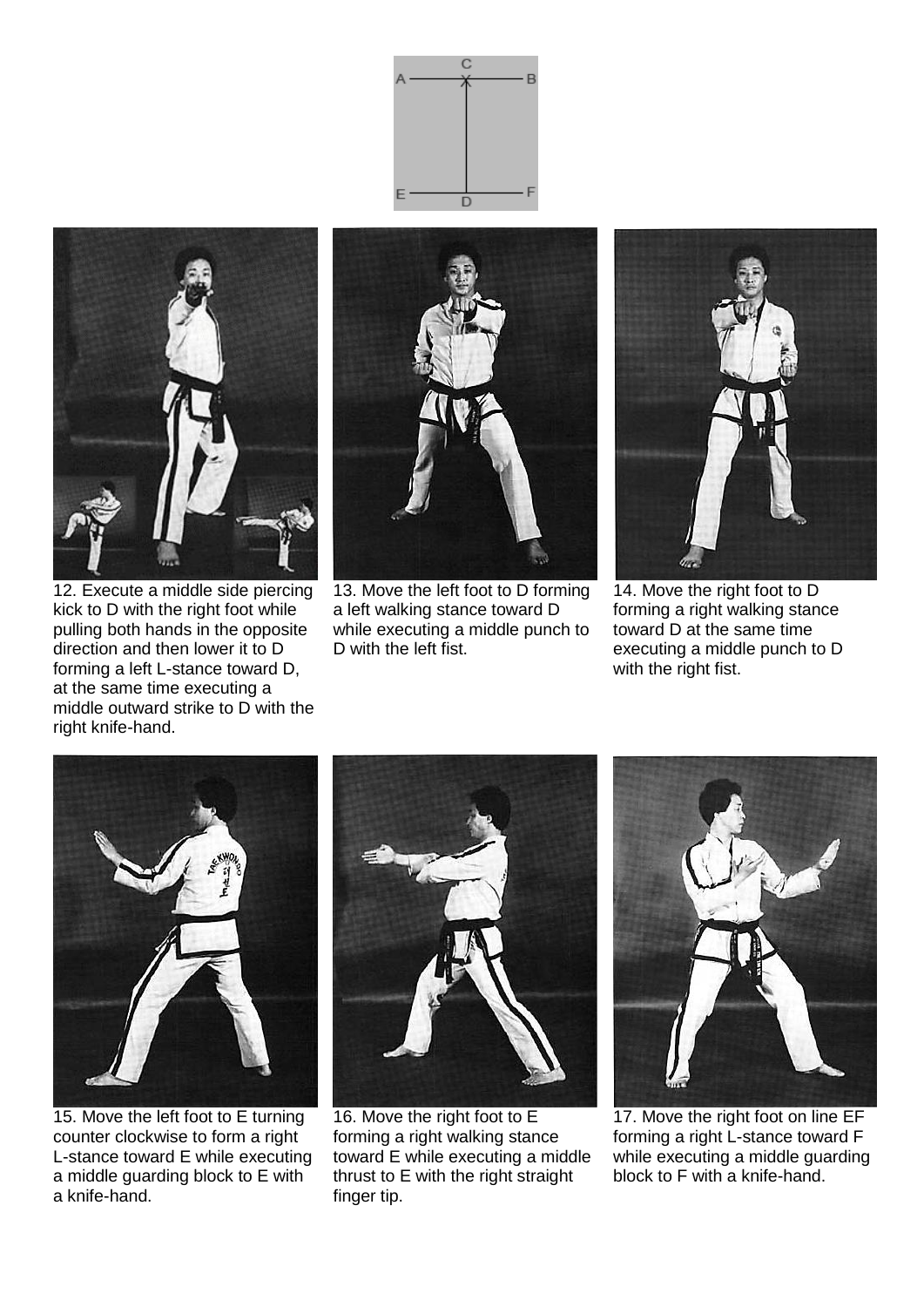12. Execute a middle side piercing kick to D with the right foot while pulling both hands in the opposite direction and then lower it to D forming a left L-stance toward D, at the same time executing a middle outward strike to D with the right knife-hand.

13. Move the left foot to D forming a left walking stance toward D while executing a middle punch to D with the left fist.

14. Move the right foot to D forming a right walking stance toward D at the same time executing a middle punch to D with the right fist.

15. Move the left foot to E turning counter clockwise to form a right L-stance toward E while executing a middle guarding block to E with a knife-hand.

16. Move the right foot to E forming a right walking stance toward E while executing a middle thrust to E with the right straight finger tip.

17. Move the right foot on line EF forming a right L-stance toward F while executing a middle guarding block to F with a knife-hand.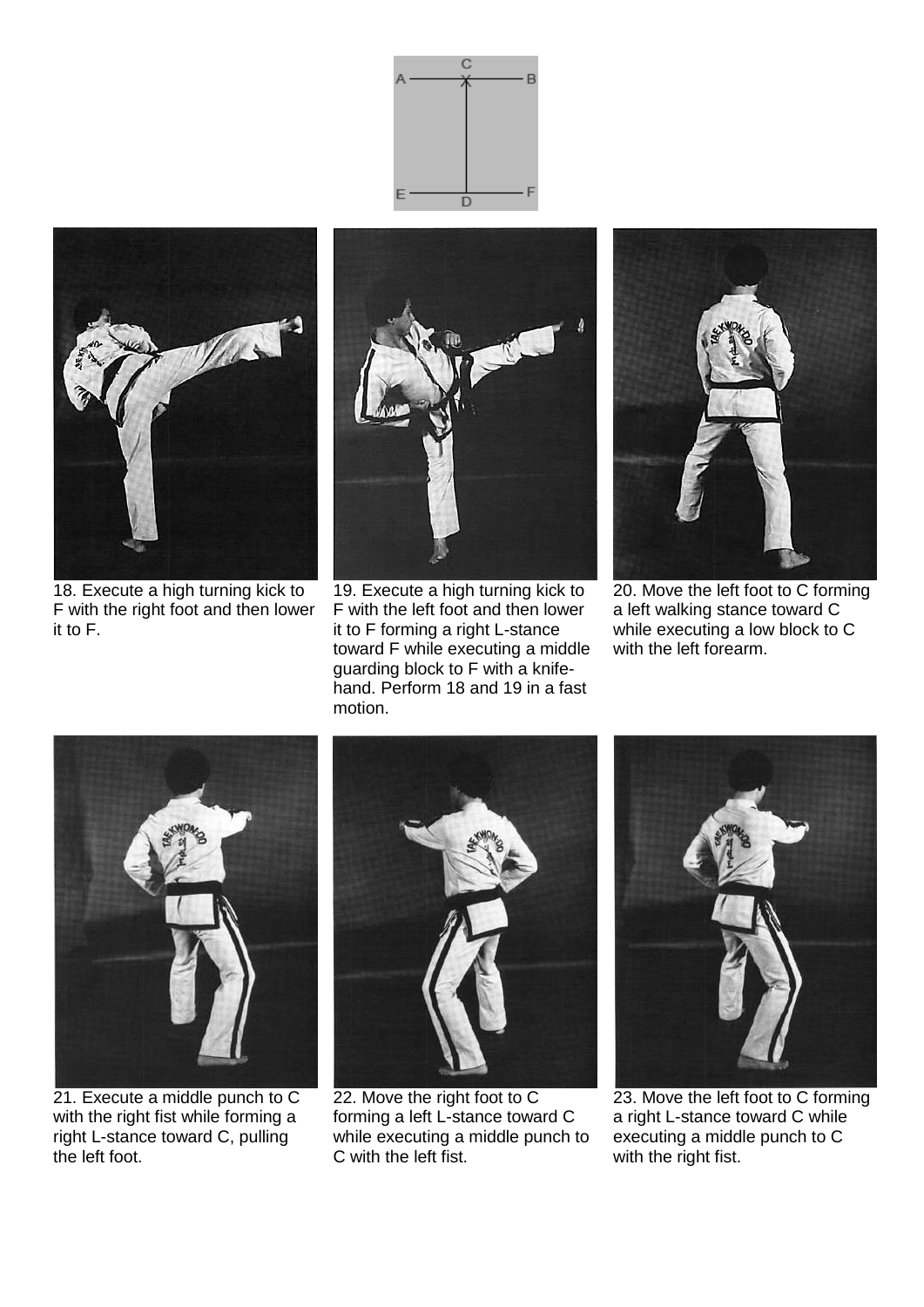18. Execute a high turning kick to F with the right foot and then lower it to F.

19. Execute a high turning kick to F with the left foot and then lower it to F forming a right L-stance toward F while executing a middle guarding block to F with a knife-hand. Perform 18 and 19 in a fast motion.

20. Move the left foot to C forming a left walking stance toward C while executing a low block to C with the left forearm.

21. Execute a middle punch to C with the right fist while forming a right L-stance toward C, pulling the left foot.

22. Move the right foot to C forming a left L-stance toward C while executing a middle punch to C with the left fist.

23. Move the left foot to C forming a right L-stance toward C while executing a middle punch to C with the right fist.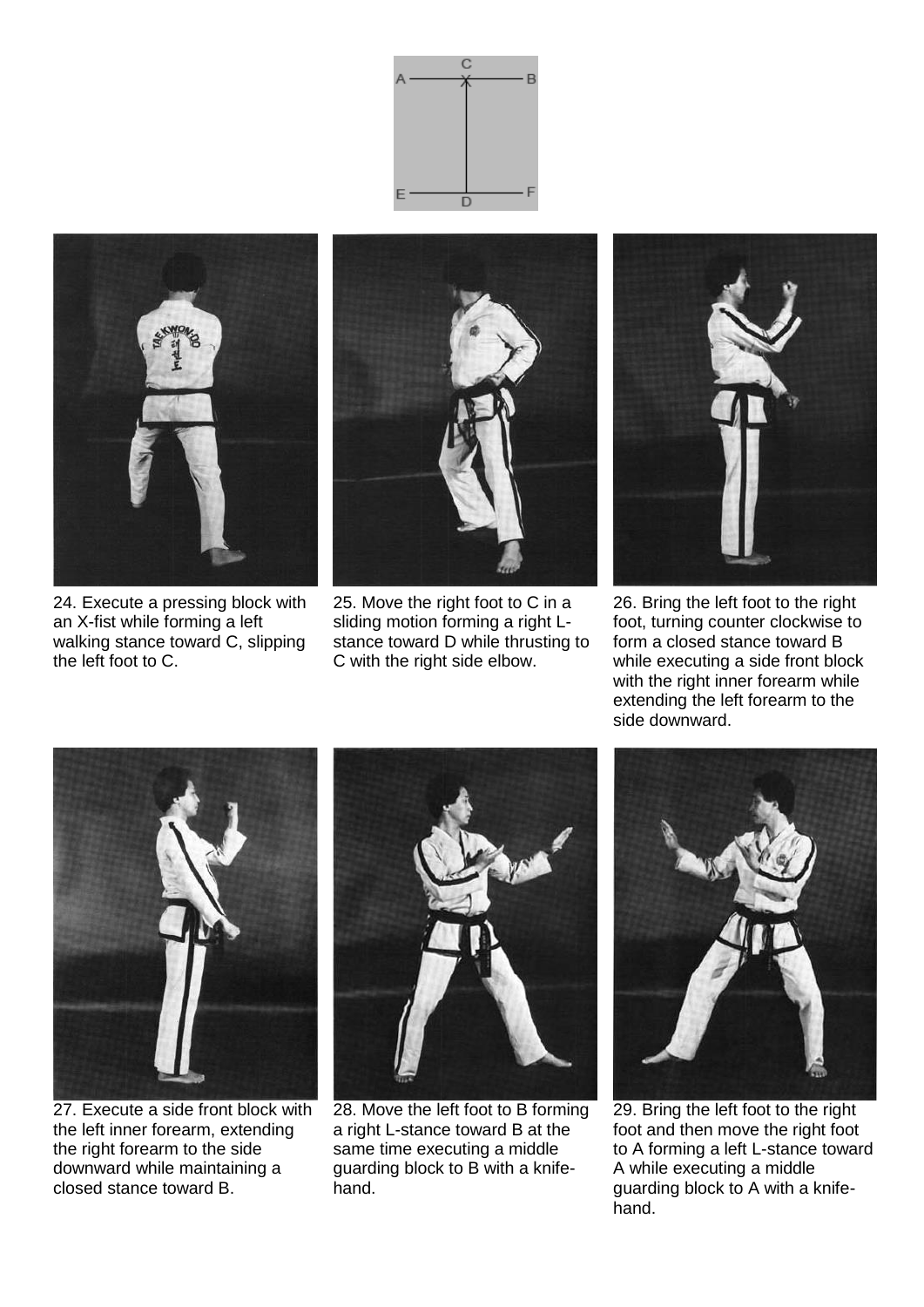24. Execute a pressing block with an X-fist while forming a left walking stance toward C, slipping the left foot to C.

25. Move the right foot to C in a sliding motion forming a right L-stance toward D while thrusting to C with the right side elbow.

26. Bring the left foot to the right foot, turning counter clockwise to form a closed stance toward B while executing a side front block with the right inner forearm while extending the left forearm to the side downward.

27. Execute a side front block with the left inner forearm, extending the right forearm to the side downward while maintaining a closed stance toward B.

28. Move the left foot to B forming a right L-stance toward B at the same time executing a middle guarding block to B with a knife-hand.

29. Bring the left foot to the right foot and then move the right foot to A forming a left L-stance toward A while executing a middle guarding block to A with a knife-hand.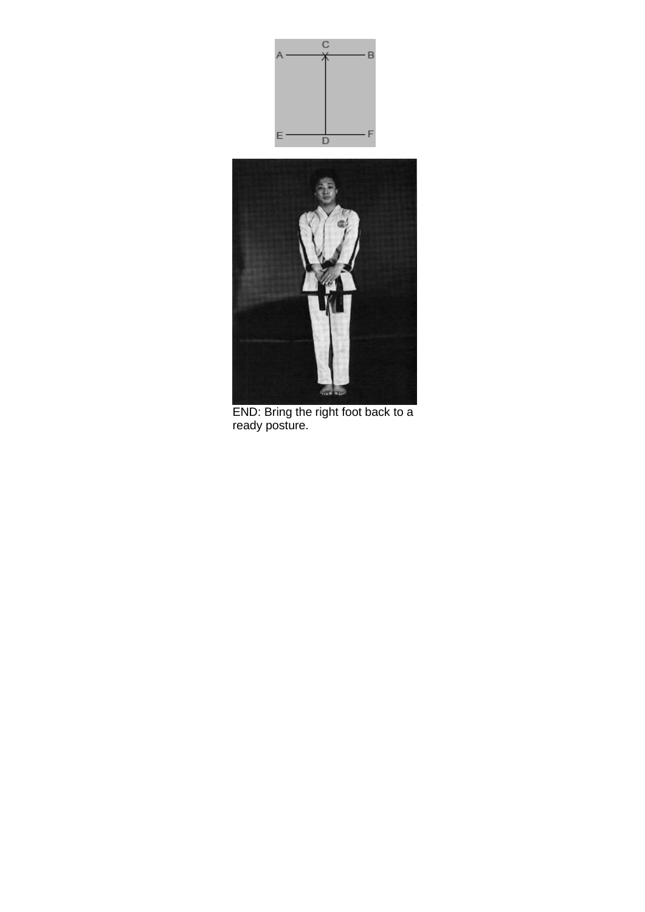END: Bring the right foot back to a ready posture.